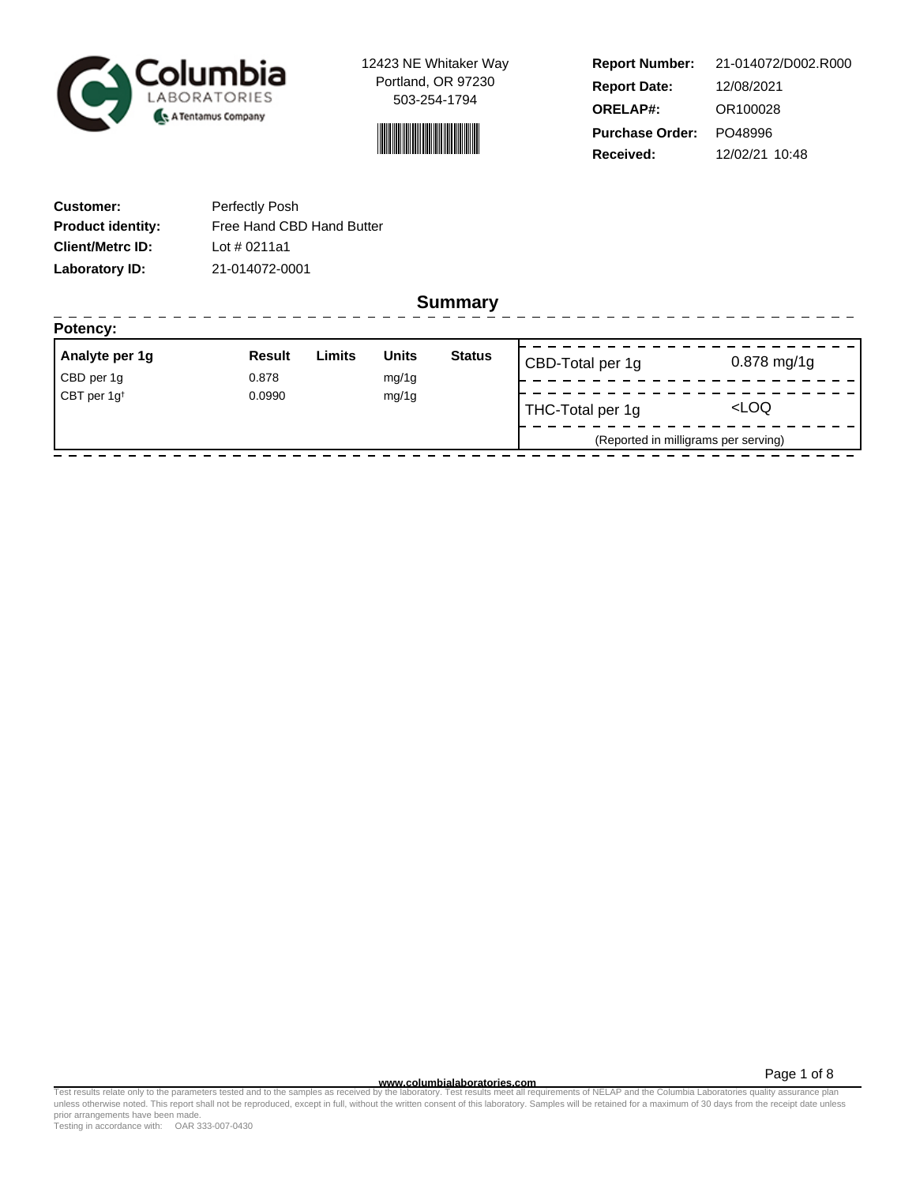Columbia LABORATORIES

A Tentamus Company

12423 NE Whitaker Way
Portland, OR 97230
503-254-1794

| | |
|---|---|
| **Report Number:** | 21-014072/D002.R000 |
| **Report Date:** | 12/08/2021 |
| **ORELAP#:** | OR100028 |
| **Purchase Order:** | PO48996 |
| **Received:** | 12/02/21 10:48 |

| | |
|---|---|
| **Customer:** | Perfectly Posh |
| **Product identity:** | Free Hand CBD Hand Butter |
| **Client/Metrc ID:** | Lot # 0211a1 |
| **Laboratory ID:** | 21-014072-0001 |

## Summary

### Potency:

| Analyte per 1g | Result | Limits | Units | Status |
|---|---|---|---|---|
| CBD per 1g | 0.878 | | mg/1g | |
| CBT per 1g† | 0.0990 | | mg/1g | |

| | |
|---|---|
| CBD-Total per 1g | 0.878 mg/1g |
| THC-Total per 1g | <LOQ |

(Reported in milligrams per serving)

www.columbialaboratories.com

Test results relate only to the parameters tested and to the samples as received by the laboratory. Test results meet all requirements of NELAP and the Columbia Laboratories quality assurance plan unless otherwise noted. This report shall not be reproduced, except in full, without the written consent of this laboratory. Samples will be retained for a maximum of 30 days from the receipt date unless prior arrangements have been made.
Testing in accordance with: OAR 333-007-0430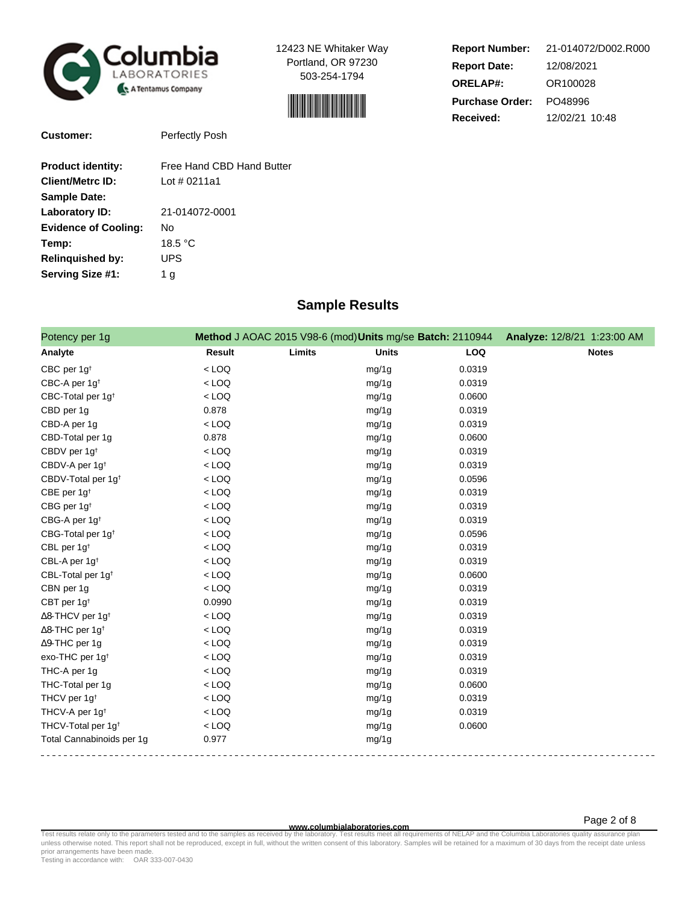Columbia LABORATORIES — A Tentamus Company

12423 NE Whitaker Way
Portland, OR 97230
503-254-1794

| | |
|---|---|
| **Report Number:** | 21-014072/D002.R000 |
| **Report Date:** | 12/08/2021 |
| **ORELAP#:** | OR100028 |
| **Purchase Order:** | PO48996 |
| **Received:** | 12/02/21 10:48 |

| | |
|---|---|
| **Customer:** | Perfectly Posh |
| **Product identity:** | Free Hand CBD Hand Butter |
| **Client/Metrc ID:** | Lot # 0211a1 |
| **Sample Date:** | |
| **Laboratory ID:** | 21-014072-0001 |
| **Evidence of Cooling:** | No |
| **Temp:** | 18.5 °C |
| **Relinquished by:** | UPS |
| **Serving Size #1:** | 1 g |

## Sample Results

Potency per 1g — **Method** J AOAC 2015 V98-6 (mod) **Units** mg/se **Batch:** 2110944 **Analyze:** 12/8/21 1:23:00 AM

| Analyte | Result | Limits | Units | LOQ | Notes |
|---|---|---|---|---|---|
| CBC per 1g† | < LOQ | | mg/1g | 0.0319 | |
| CBC-A per 1g† | < LOQ | | mg/1g | 0.0319 | |
| CBC-Total per 1g† | < LOQ | | mg/1g | 0.0600 | |
| CBD per 1g | 0.878 | | mg/1g | 0.0319 | |
| CBD-A per 1g | < LOQ | | mg/1g | 0.0319 | |
| CBD-Total per 1g | 0.878 | | mg/1g | 0.0600 | |
| CBDV per 1g† | < LOQ | | mg/1g | 0.0319 | |
| CBDV-A per 1g† | < LOQ | | mg/1g | 0.0319 | |
| CBDV-Total per 1g† | < LOQ | | mg/1g | 0.0596 | |
| CBE per 1g† | < LOQ | | mg/1g | 0.0319 | |
| CBG per 1g† | < LOQ | | mg/1g | 0.0319 | |
| CBG-A per 1g† | < LOQ | | mg/1g | 0.0319 | |
| CBG-Total per 1g† | < LOQ | | mg/1g | 0.0596 | |
| CBL per 1g† | < LOQ | | mg/1g | 0.0319 | |
| CBL-A per 1g† | < LOQ | | mg/1g | 0.0319 | |
| CBL-Total per 1g† | < LOQ | | mg/1g | 0.0600 | |
| CBN per 1g | < LOQ | | mg/1g | 0.0319 | |
| CBT per 1g† | 0.0990 | | mg/1g | 0.0319 | |
| Δ8-THCV per 1g† | < LOQ | | mg/1g | 0.0319 | |
| Δ8-THC per 1g† | < LOQ | | mg/1g | 0.0319 | |
| Δ9-THC per 1g | < LOQ | | mg/1g | 0.0319 | |
| exo-THC per 1g† | < LOQ | | mg/1g | 0.0319 | |
| THC-A per 1g | < LOQ | | mg/1g | 0.0319 | |
| THC-Total per 1g | < LOQ | | mg/1g | 0.0600 | |
| THCV per 1g† | < LOQ | | mg/1g | 0.0319 | |
| THCV-A per 1g† | < LOQ | | mg/1g | 0.0319 | |
| THCV-Total per 1g† | < LOQ | | mg/1g | 0.0600 | |
| Total Cannabinoids per 1g | 0.977 | | mg/1g | | |

www.columbialaboratories.com

Test results relate only to the parameters tested and to the samples as received by the laboratory. Test results meet all requirements of NELAP and the Columbia Laboratories quality assurance plan unless otherwise noted. This report shall not be reproduced, except in full, without the written consent of this laboratory. Samples will be retained for a maximum of 30 days from the receipt date unless prior arrangements have been made.
Testing in accordance with: OAR 333-007-0430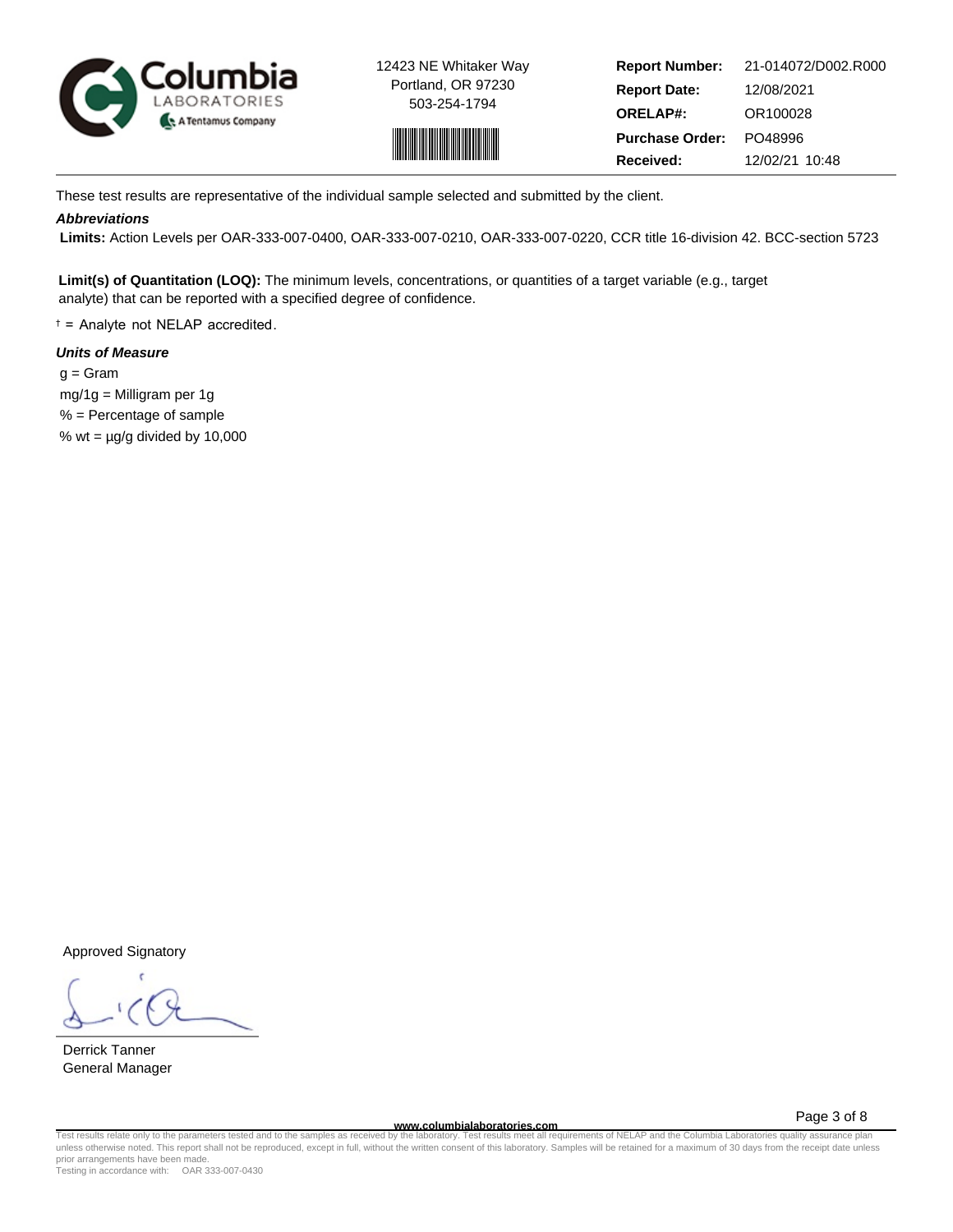12423 NE Whitaker Way
Portland, OR 97230
503-254-1794

| | |
|---|---|
| **Report Number:** | 21-014072/D002.R000 |
| **Report Date:** | 12/08/2021 |
| **ORELAP#:** | OR100028 |
| **Purchase Order:** | PO48996 |
| **Received:** | 12/02/21 10:48 |

These test results are representative of the individual sample selected and submitted by the client.

***Abbreviations***

**Limits:** Action Levels per OAR-333-007-0400, OAR-333-007-0210, OAR-333-007-0220, CCR title 16-division 42. BCC-section 5723

**Limit(s) of Quantitation (LOQ):** The minimum levels, concentrations, or quantities of a target variable (e.g., target analyte) that can be reported with a specified degree of confidence.

† = Analyte not NELAP accredited.

***Units of Measure***

g = Gram
mg/1g = Milligram per 1g
% = Percentage of sample
% wt = µg/g divided by 10,000

Approved Signatory

Derrick Tanner
General Manager

www.columbialaboratories.com

Test results relate only to the parameters tested and to the samples as received by the laboratory. Test results meet all requirements of NELAP and the Columbia Laboratories quality assurance plan unless otherwise noted. This report shall not be reproduced, except in full, without the written consent of this laboratory. Samples will be retained for a maximum of 30 days from the receipt date unless prior arrangements have been made.
Testing in accordance with: OAR 333-007-0430